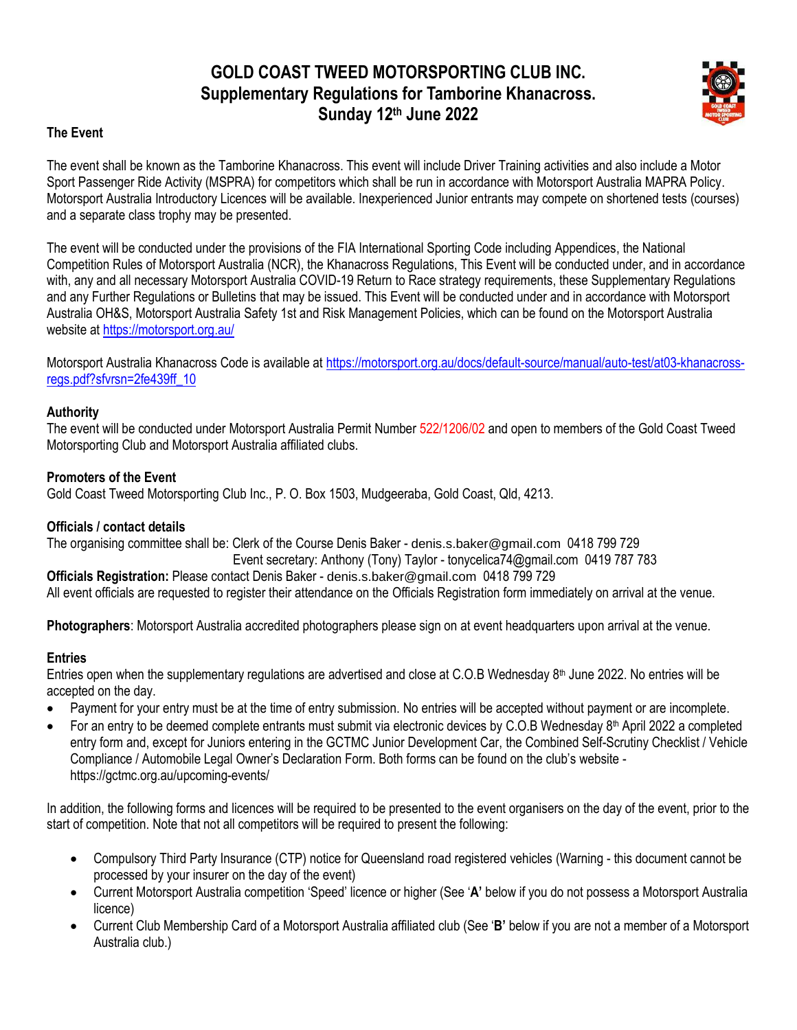# GOLD COAST TWEED MOTORSPORTING CLUB INC.
## Supplementary Regulations for Tamborine Khanacross.
## Sunday 12th June 2022

### The Event

The event shall be known as the Tamborine Khanacross. This event will include Driver Training activities and also include a Motor Sport Passenger Ride Activity (MSPRA) for competitors which shall be run in accordance with Motorsport Australia MAPRA Policy. Motorsport Australia Introductory Licences will be available. Inexperienced Junior entrants may compete on shortened tests (courses) and a separate class trophy may be presented.

The event will be conducted under the provisions of the FIA International Sporting Code including Appendices, the National Competition Rules of Motorsport Australia (NCR), the Khanacross Regulations, This Event will be conducted under, and in accordance with, any and all necessary Motorsport Australia COVID-19 Return to Race strategy requirements, these Supplementary Regulations and any Further Regulations or Bulletins that may be issued. This Event will be conducted under and in accordance with Motorsport Australia OH&S, Motorsport Australia Safety 1st and Risk Management Policies, which can be found on the Motorsport Australia website at https://motorsport.org.au/

Motorsport Australia Khanacross Code is available at https://motorsport.org.au/docs/default-source/manual/auto-test/at03-khanacross-regs.pdf?sfvrsn=2fe439ff_10

### Authority

The event will be conducted under Motorsport Australia Permit Number 522/1206/02 and open to members of the Gold Coast Tweed Motorsporting Club and Motorsport Australia affiliated clubs.

### Promoters of the Event

Gold Coast Tweed Motorsporting Club Inc., P. O. Box 1503, Mudgeeraba, Gold Coast, Qld, 4213.

### Officials / contact details

The organising committee shall be: Clerk of the Course Denis Baker - denis.s.baker@gmail.com 0418 799 729
Event secretary: Anthony (Tony) Taylor - tonycelica74@gmail.com 0419 787 783

**Officials Registration:** Please contact Denis Baker - denis.s.baker@gmail.com 0418 799 729
All event officials are requested to register their attendance on the Officials Registration form immediately on arrival at the venue.

**Photographers**: Motorsport Australia accredited photographers please sign on at event headquarters upon arrival at the venue.

### Entries

Entries open when the supplementary regulations are advertised and close at C.O.B Wednesday 8th June 2022. No entries will be accepted on the day.

- Payment for your entry must be at the time of entry submission. No entries will be accepted without payment or are incomplete.
- For an entry to be deemed complete entrants must submit via electronic devices by C.O.B Wednesday 8th April 2022 a completed entry form and, except for Juniors entering in the GCTMC Junior Development Car, the Combined Self-Scrutiny Checklist / Vehicle Compliance / Automobile Legal Owner's Declaration Form. Both forms can be found on the club's website - https://gctmc.org.au/upcoming-events/

In addition, the following forms and licences will be required to be presented to the event organisers on the day of the event, prior to the start of competition. Note that not all competitors will be required to present the following:

- Compulsory Third Party Insurance (CTP) notice for Queensland road registered vehicles (Warning - this document cannot be processed by your insurer on the day of the event)
- Current Motorsport Australia competition 'Speed' licence or higher (See '**A'** below if you do not possess a Motorsport Australia licence)
- Current Club Membership Card of a Motorsport Australia affiliated club (See '**B'** below if you are not a member of a Motorsport Australia club.)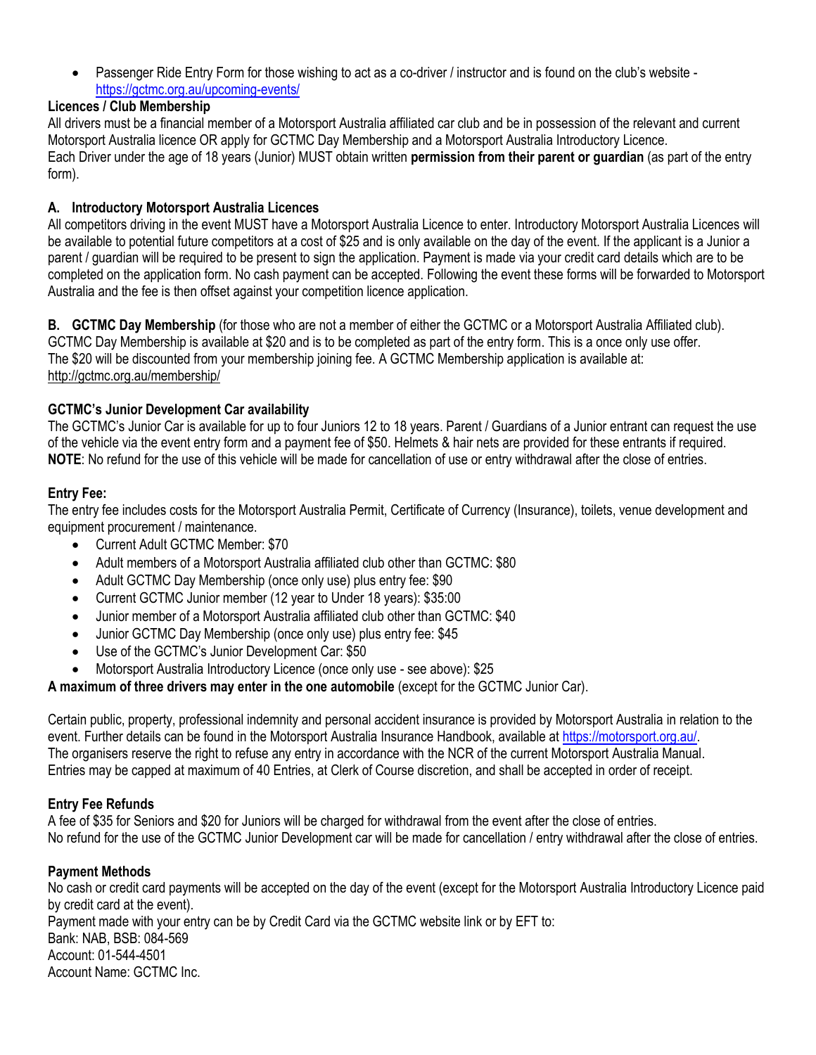- Passenger Ride Entry Form for those wishing to act as a co-driver / instructor and is found on the club's website - https://gctmc.org.au/upcoming-events/

### Licences / Club Membership

All drivers must be a financial member of a Motorsport Australia affiliated car club and be in possession of the relevant and current Motorsport Australia licence OR apply for GCTMC Day Membership and a Motorsport Australia Introductory Licence.
Each Driver under the age of 18 years (Junior) MUST obtain written **permission from their parent or guardian** (as part of the entry form).

### A. Introductory Motorsport Australia Licences

All competitors driving in the event MUST have a Motorsport Australia Licence to enter. Introductory Motorsport Australia Licences will be available to potential future competitors at a cost of $25 and is only available on the day of the event. If the applicant is a Junior a parent / guardian will be required to be present to sign the application. Payment is made via your credit card details which are to be completed on the application form. No cash payment can be accepted. Following the event these forms will be forwarded to Motorsport Australia and the fee is then offset against your competition licence application.

**B. GCTMC Day Membership** (for those who are not a member of either the GCTMC or a Motorsport Australia Affiliated club).
GCTMC Day Membership is available at $20 and is to be completed as part of the entry form. This is a once only use offer.
The $20 will be discounted from your membership joining fee. A GCTMC Membership application is available at:
http://gctmc.org.au/membership/

### GCTMC's Junior Development Car availability

The GCTMC's Junior Car is available for up to four Juniors 12 to 18 years. Parent / Guardians of a Junior entrant can request the use of the vehicle via the event entry form and a payment fee of $50. Helmets & hair nets are provided for these entrants if required.
**NOTE**: No refund for the use of this vehicle will be made for cancellation of use or entry withdrawal after the close of entries.

### Entry Fee:

The entry fee includes costs for the Motorsport Australia Permit, Certificate of Currency (Insurance), toilets, venue development and equipment procurement / maintenance.

- Current Adult GCTMC Member: $70
- Adult members of a Motorsport Australia affiliated club other than GCTMC: $80
- Adult GCTMC Day Membership (once only use) plus entry fee: $90
- Current GCTMC Junior member (12 year to Under 18 years): $35:00
- Junior member of a Motorsport Australia affiliated club other than GCTMC: $40
- Junior GCTMC Day Membership (once only use) plus entry fee: $45
- Use of the GCTMC's Junior Development Car: $50
- Motorsport Australia Introductory Licence (once only use - see above): $25

**A maximum of three drivers may enter in the one automobile** (except for the GCTMC Junior Car).

Certain public, property, professional indemnity and personal accident insurance is provided by Motorsport Australia in relation to the event. Further details can be found in the Motorsport Australia Insurance Handbook, available at https://motorsport.org.au/.
The organisers reserve the right to refuse any entry in accordance with the NCR of the current Motorsport Australia Manual.
Entries may be capped at maximum of 40 Entries, at Clerk of Course discretion, and shall be accepted in order of receipt.

### Entry Fee Refunds

A fee of $35 for Seniors and $20 for Juniors will be charged for withdrawal from the event after the close of entries.
No refund for the use of the GCTMC Junior Development car will be made for cancellation / entry withdrawal after the close of entries.

### Payment Methods

No cash or credit card payments will be accepted on the day of the event (except for the Motorsport Australia Introductory Licence paid by credit card at the event).
Payment made with your entry can be by Credit Card via the GCTMC website link or by EFT to:
Bank: NAB, BSB: 084-569
Account: 01-544-4501
Account Name: GCTMC Inc.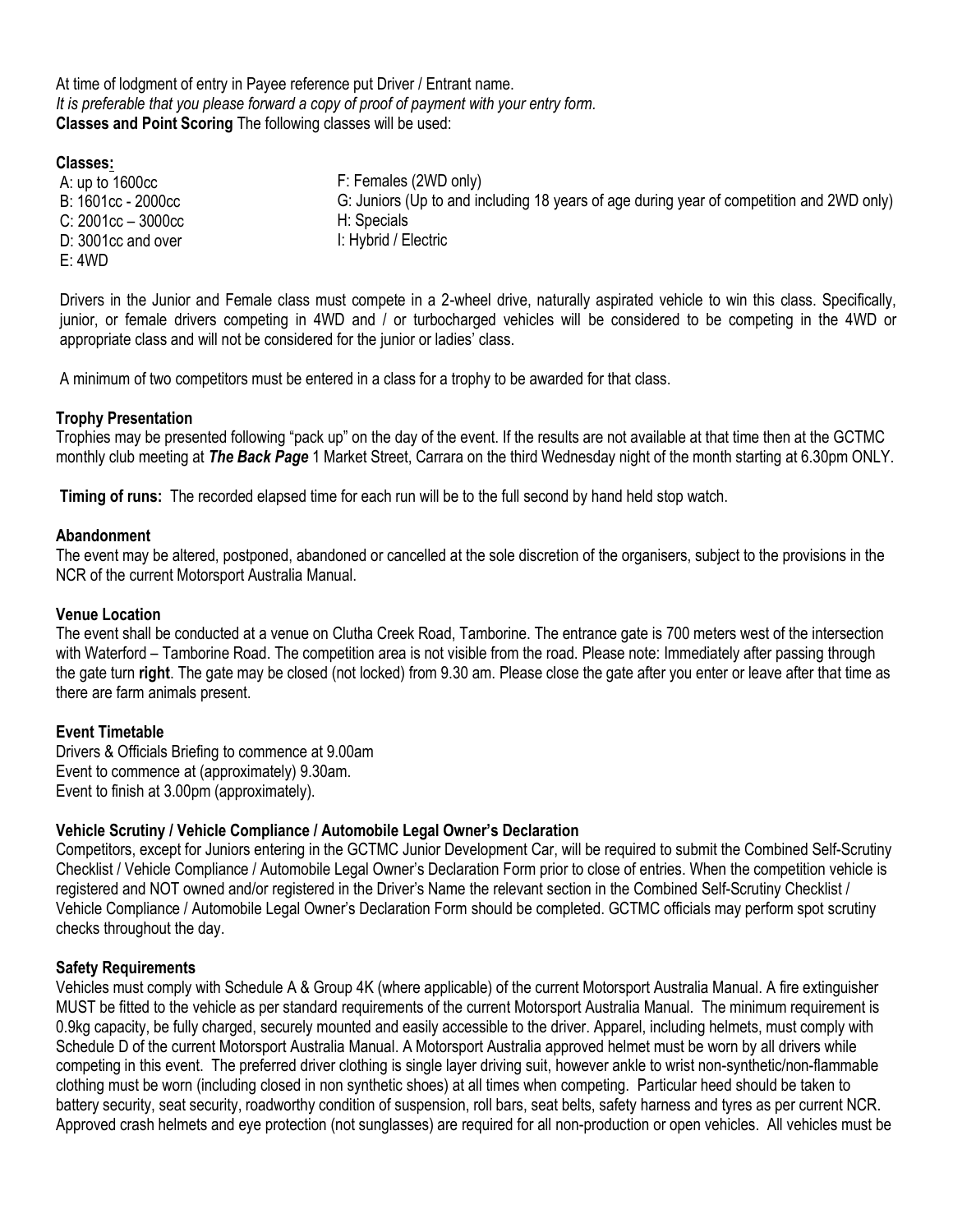At time of lodgment of entry in Payee reference put Driver / Entrant name.
*It is preferable that you please forward a copy of proof of payment with your entry form.*
**Classes and Point Scoring** The following classes will be used:

**Classes:**

A: up to 1600cc
B: 1601cc - 2000cc
C: 2001cc – 3000cc
D: 3001cc and over
E: 4WD
F: Females (2WD only)
G: Juniors (Up to and including 18 years of age during year of competition and 2WD only)
H: Specials
I: Hybrid / Electric

Drivers in the Junior and Female class must compete in a 2-wheel drive, naturally aspirated vehicle to win this class. Specifically, junior, or female drivers competing in 4WD and / or turbocharged vehicles will be considered to be competing in the 4WD or appropriate class and will not be considered for the junior or ladies' class.

A minimum of two competitors must be entered in a class for a trophy to be awarded for that class.

**Trophy Presentation**
Trophies may be presented following "pack up" on the day of the event. If the results are not available at that time then at the GCTMC monthly club meeting at ***The Back Page*** 1 Market Street, Carrara on the third Wednesday night of the month starting at 6.30pm ONLY.

**Timing of runs:** The recorded elapsed time for each run will be to the full second by hand held stop watch.

**Abandonment**
The event may be altered, postponed, abandoned or cancelled at the sole discretion of the organisers, subject to the provisions in the NCR of the current Motorsport Australia Manual.

**Venue Location**
The event shall be conducted at a venue on Clutha Creek Road, Tamborine. The entrance gate is 700 meters west of the intersection with Waterford – Tamborine Road. The competition area is not visible from the road. Please note: Immediately after passing through the gate turn **right**. The gate may be closed (not locked) from 9.30 am. Please close the gate after you enter or leave after that time as there are farm animals present.

**Event Timetable**
Drivers & Officials Briefing to commence at 9.00am
Event to commence at (approximately) 9.30am.
Event to finish at 3.00pm (approximately).

**Vehicle Scrutiny / Vehicle Compliance / Automobile Legal Owner's Declaration**
Competitors, except for Juniors entering in the GCTMC Junior Development Car, will be required to submit the Combined Self-Scrutiny Checklist / Vehicle Compliance / Automobile Legal Owner's Declaration Form prior to close of entries. When the competition vehicle is registered and NOT owned and/or registered in the Driver's Name the relevant section in the Combined Self-Scrutiny Checklist / Vehicle Compliance / Automobile Legal Owner's Declaration Form should be completed. GCTMC officials may perform spot scrutiny checks throughout the day.

**Safety Requirements**
Vehicles must comply with Schedule A & Group 4K (where applicable) of the current Motorsport Australia Manual. A fire extinguisher MUST be fitted to the vehicle as per standard requirements of the current Motorsport Australia Manual. The minimum requirement is 0.9kg capacity, be fully charged, securely mounted and easily accessible to the driver. Apparel, including helmets, must comply with Schedule D of the current Motorsport Australia Manual. A Motorsport Australia approved helmet must be worn by all drivers while competing in this event. The preferred driver clothing is single layer driving suit, however ankle to wrist non-synthetic/non-flammable clothing must be worn (including closed in non synthetic shoes) at all times when competing. Particular heed should be taken to battery security, seat security, roadworthy condition of suspension, roll bars, seat belts, safety harness and tyres as per current NCR. Approved crash helmets and eye protection (not sunglasses) are required for all non-production or open vehicles. All vehicles must be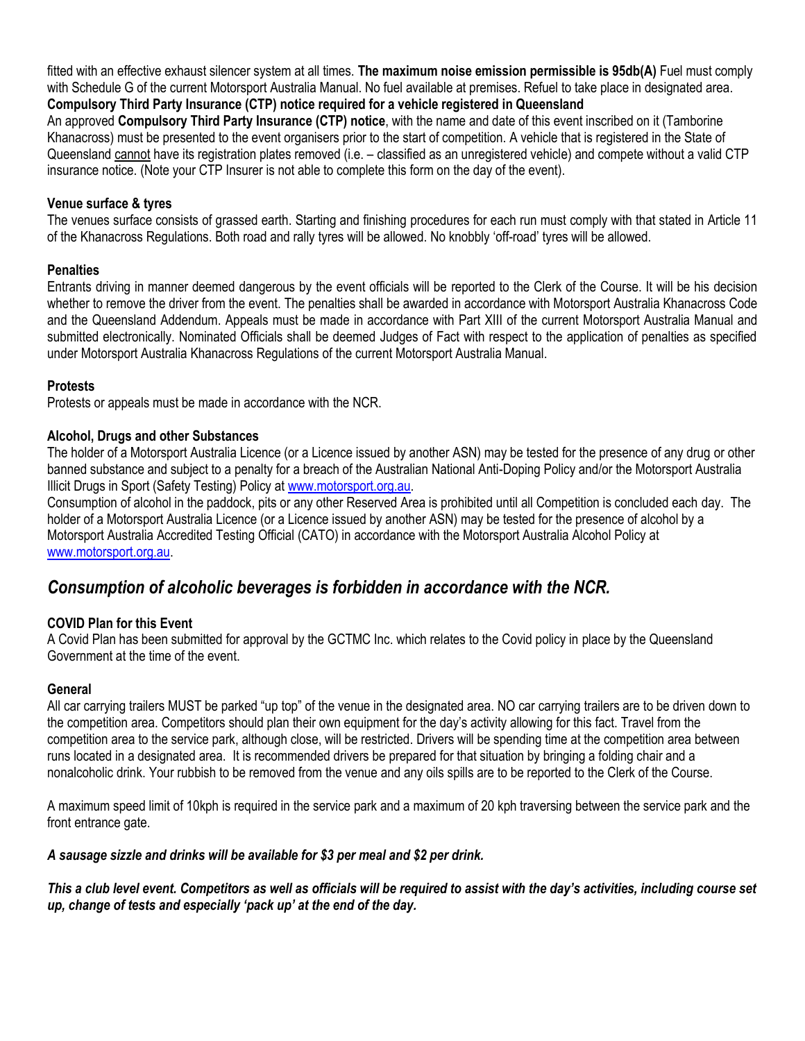fitted with an effective exhaust silencer system at all times. **The maximum noise emission permissible is 95db(A)** Fuel must comply with Schedule G of the current Motorsport Australia Manual. No fuel available at premises. Refuel to take place in designated area.

**Compulsory Third Party Insurance (CTP) notice required for a vehicle registered in Queensland**

An approved **Compulsory Third Party Insurance (CTP) notice**, with the name and date of this event inscribed on it (Tamborine Khanacross) must be presented to the event organisers prior to the start of competition. A vehicle that is registered in the State of Queensland cannot have its registration plates removed (i.e. – classified as an unregistered vehicle) and compete without a valid CTP insurance notice. (Note your CTP Insurer is not able to complete this form on the day of the event).

**Venue surface & tyres**

The venues surface consists of grassed earth. Starting and finishing procedures for each run must comply with that stated in Article 11 of the Khanacross Regulations. Both road and rally tyres will be allowed. No knobbly 'off-road' tyres will be allowed.

**Penalties**

Entrants driving in manner deemed dangerous by the event officials will be reported to the Clerk of the Course. It will be his decision whether to remove the driver from the event. The penalties shall be awarded in accordance with Motorsport Australia Khanacross Code and the Queensland Addendum. Appeals must be made in accordance with Part XIII of the current Motorsport Australia Manual and submitted electronically. Nominated Officials shall be deemed Judges of Fact with respect to the application of penalties as specified under Motorsport Australia Khanacross Regulations of the current Motorsport Australia Manual.

**Protests**

Protests or appeals must be made in accordance with the NCR.

**Alcohol, Drugs and other Substances**

The holder of a Motorsport Australia Licence (or a Licence issued by another ASN) may be tested for the presence of any drug or other banned substance and subject to a penalty for a breach of the Australian National Anti-Doping Policy and/or the Motorsport Australia Illicit Drugs in Sport (Safety Testing) Policy at www.motorsport.org.au.

Consumption of alcohol in the paddock, pits or any other Reserved Area is prohibited until all Competition is concluded each day. The holder of a Motorsport Australia Licence (or a Licence issued by another ASN) may be tested for the presence of alcohol by a Motorsport Australia Accredited Testing Official (CATO) in accordance with the Motorsport Australia Alcohol Policy at www.motorsport.org.au.

## *Consumption of alcoholic beverages is forbidden in accordance with the NCR.*

**COVID Plan for this Event**

A Covid Plan has been submitted for approval by the GCTMC Inc. which relates to the Covid policy in place by the Queensland Government at the time of the event.

**General**

All car carrying trailers MUST be parked "up top" of the venue in the designated area. NO car carrying trailers are to be driven down to the competition area. Competitors should plan their own equipment for the day's activity allowing for this fact. Travel from the competition area to the service park, although close, will be restricted. Drivers will be spending time at the competition area between runs located in a designated area. It is recommended drivers be prepared for that situation by bringing a folding chair and a nonalcoholic drink. Your rubbish to be removed from the venue and any oils spills are to be reported to the Clerk of the Course.

A maximum speed limit of 10kph is required in the service park and a maximum of 20 kph traversing between the service park and the front entrance gate.

***A sausage sizzle and drinks will be available for $3 per meal and $2 per drink.***

***This a club level event. Competitors as well as officials will be required to assist with the day's activities, including course set up, change of tests and especially 'pack up' at the end of the day.***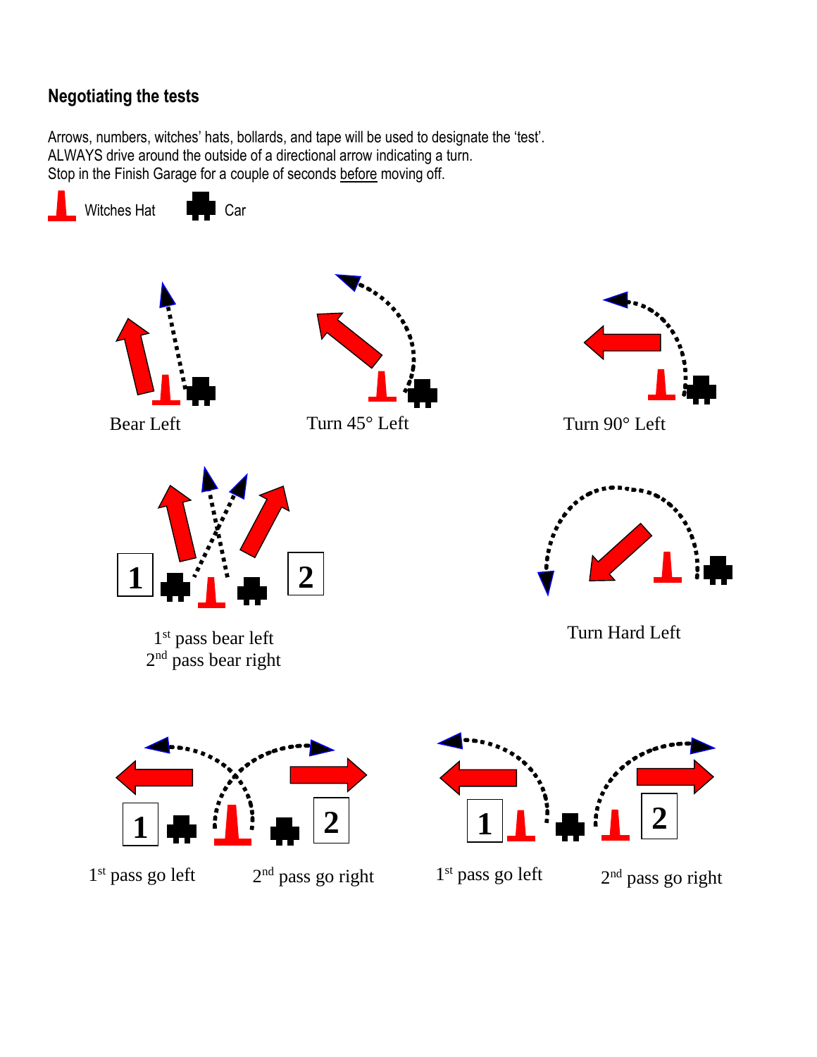## Negotiating the tests

Arrows, numbers, witches' hats, bollards, and tape will be used to designate the 'test'.
ALWAYS drive around the outside of a directional arrow indicating a turn.
Stop in the Finish Garage for a couple of seconds before moving off.

Witches Hat

Car

Bear Left

Turn 45° Left

Turn 90° Left

1

2

1st pass bear left
2nd pass bear right

Turn Hard Left

1

2

1st pass go left

2nd pass go right

1

2

1st pass go left

2nd pass go right